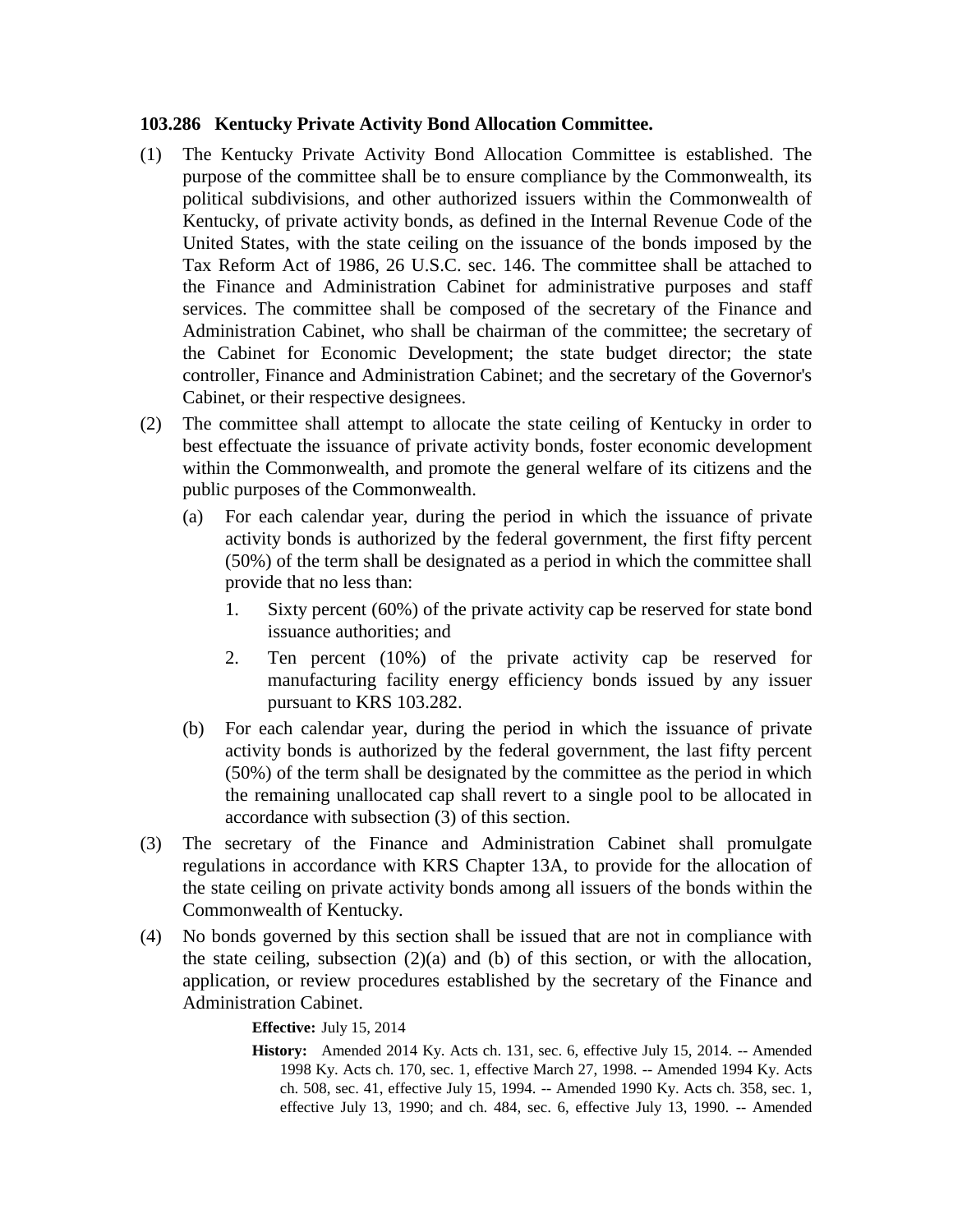**103.286 Kentucky Private Activity Bond Allocation Committee.**

(1) The Kentucky Private Activity Bond Allocation Committee is established. The purpose of the committee shall be to ensure compliance by the Commonwealth, its political subdivisions, and other authorized issuers within the Commonwealth of Kentucky, of private activity bonds, as defined in the Internal Revenue Code of the United States, with the state ceiling on the issuance of the bonds imposed by the Tax Reform Act of 1986, 26 U.S.C. sec. 146. The committee shall be attached to the Finance and Administration Cabinet for administrative purposes and staff services. The committee shall be composed of the secretary of the Finance and Administration Cabinet, who shall be chairman of the committee; the secretary of the Cabinet for Economic Development; the state budget director; the state controller, Finance and Administration Cabinet; and the secretary of the Governor's Cabinet, or their respective designees.

(2) The committee shall attempt to allocate the state ceiling of Kentucky in order to best effectuate the issuance of private activity bonds, foster economic development within the Commonwealth, and promote the general welfare of its citizens and the public purposes of the Commonwealth.

  (a) For each calendar year, during the period in which the issuance of private activity bonds is authorized by the federal government, the first fifty percent (50%) of the term shall be designated as a period in which the committee shall provide that no less than:

    1. Sixty percent (60%) of the private activity cap be reserved for state bond issuance authorities; and

    2. Ten percent (10%) of the private activity cap be reserved for manufacturing facility energy efficiency bonds issued by any issuer pursuant to KRS 103.282.

  (b) For each calendar year, during the period in which the issuance of private activity bonds is authorized by the federal government, the last fifty percent (50%) of the term shall be designated by the committee as the period in which the remaining unallocated cap shall revert to a single pool to be allocated in accordance with subsection (3) of this section.

(3) The secretary of the Finance and Administration Cabinet shall promulgate regulations in accordance with KRS Chapter 13A, to provide for the allocation of the state ceiling on private activity bonds among all issuers of the bonds within the Commonwealth of Kentucky.

(4) No bonds governed by this section shall be issued that are not in compliance with the state ceiling, subsection (2)(a) and (b) of this section, or with the allocation, application, or review procedures established by the secretary of the Finance and Administration Cabinet.

**Effective:** July 15, 2014

**History:** Amended 2014 Ky. Acts ch. 131, sec. 6, effective July 15, 2014. -- Amended 1998 Ky. Acts ch. 170, sec. 1, effective March 27, 1998. -- Amended 1994 Ky. Acts ch. 508, sec. 41, effective July 15, 1994. -- Amended 1990 Ky. Acts ch. 358, sec. 1, effective July 13, 1990; and ch. 484, sec. 6, effective July 13, 1990. -- Amended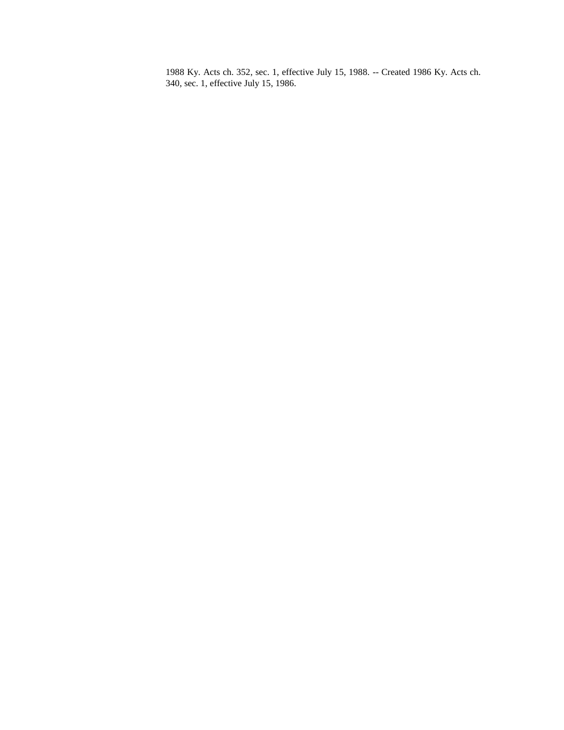1988 Ky. Acts ch. 352, sec. 1, effective July 15, 1988. -- Created 1986 Ky. Acts ch. 340, sec. 1, effective July 15, 1986.